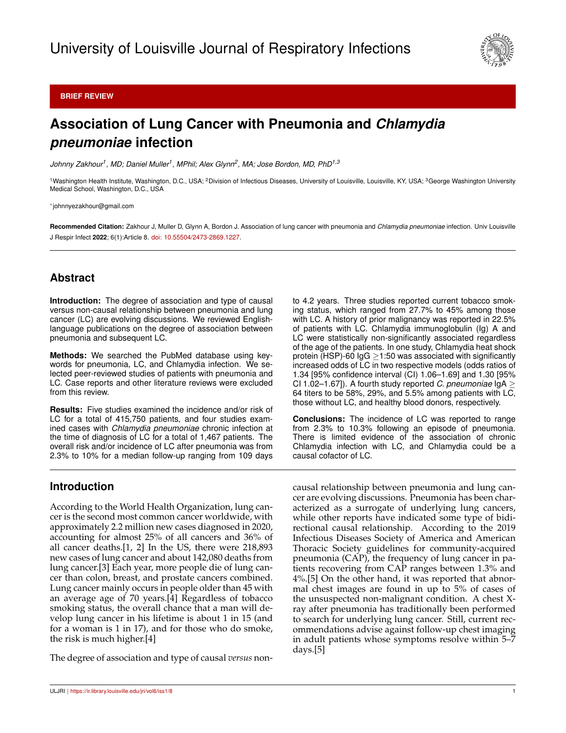BRIEF REVIEW

# Association of Lung Cancer with Pneumonia and *Chlamydia pneumoniae* infection

*Johnny Zakhour[1], MD; Daniel Muller[1], MPhil; Alex Glynn[2], MA; Jose Bordon, MD, PhD[1,3]*

[1]Washington Health Institute, Washington, D.C., USA; [2]Division of Infectious Diseases, University of Louisville, Louisville, KY, USA; [3]George Washington University Medical School, Washington, D.C., USA

*johnnyezakhour@gmail.com

**Recommended Citation:** Zakhour J, Muller D, Glynn A, Bordon J. Association of lung cancer with pneumonia and *Chlamydia pneumoniae* infection. Univ Louisville J Respir Infect **2022**; 6(1):Article 8. doi: 10.55504/2473-2869.1227.

## Abstract

**Introduction:** The degree of association and type of causal versus non-causal relationship between pneumonia and lung cancer (LC) are evolving discussions. We reviewed English-language publications on the degree of association between pneumonia and subsequent LC.

**Methods:** We searched the PubMed database using keywords for pneumonia, LC, and Chlamydia infection. We selected peer-reviewed studies of patients with pneumonia and LC. Case reports and other literature reviews were excluded from this review.

**Results:** Five studies examined the incidence and/or risk of LC for a total of 415,750 patients, and four studies examined cases with *Chlamydia pneumoniae* chronic infection at the time of diagnosis of LC for a total of 1,467 patients. The overall risk and/or incidence of LC after pneumonia was from 2.3% to 10% for a median follow-up ranging from 109 days to 4.2 years. Three studies reported current tobacco smoking status, which ranged from 27.7% to 45% among those with LC. A history of prior malignancy was reported in 22.5% of patients with LC. Chlamydia immunoglobulin (Ig) A and LC were statistically non-significantly associated regardless of the age of the patients. In one study, Chlamydia heat shock protein (HSP)-60 IgG $\geq$1:50 was associated with significantly increased odds of LC in two respective models (odds ratios of 1.34 [95% confidence interval (CI) 1.06–1.69] and 1.30 [95% CI 1.02–1.67]). A fourth study reported *C. pneumoniae* IgA $\geq$ 64 titers to be 58%, 29%, and 5.5% among patients with LC, those without LC, and healthy blood donors, respectively.

**Conclusions:** The incidence of LC was reported to range from 2.3% to 10.3% following an episode of pneumonia. There is limited evidence of the association of chronic Chlamydia infection with LC, and Chlamydia could be a causal cofactor of LC.

## Introduction

According to the World Health Organization, lung cancer is the second most common cancer worldwide, with approximately 2.2 million new cases diagnosed in 2020, accounting for almost 25% of all cancers and 36% of all cancer deaths.[1, 2] In the US, there were 218,893 new cases of lung cancer and about 142,080 deaths from lung cancer.[3] Each year, more people die of lung cancer than colon, breast, and prostate cancers combined. Lung cancer mainly occurs in people older than 45 with an average age of 70 years.[4] Regardless of tobacco smoking status, the overall chance that a man will develop lung cancer in his lifetime is about 1 in 15 (and for a woman is 1 in 17), and for those who do smoke, the risk is much higher.[4]

The degree of association and type of causal *versus* non-causal relationship between pneumonia and lung cancer are evolving discussions. Pneumonia has been characterized as a surrogate of underlying lung cancers, while other reports have indicated some type of bidirectional causal relationship. According to the 2019 Infectious Diseases Society of America and American Thoracic Society guidelines for community-acquired pneumonia (CAP), the frequency of lung cancer in patients recovering from CAP ranges between 1.3% and 4%.[5] On the other hand, it was reported that abnormal chest images are found in up to 5% of cases of the unsuspected non-malignant condition. A chest X-ray after pneumonia has traditionally been performed to search for underlying lung cancer. Still, current recommendations advise against follow-up chest imaging in adult patients whose symptoms resolve within 5–7 days.[5]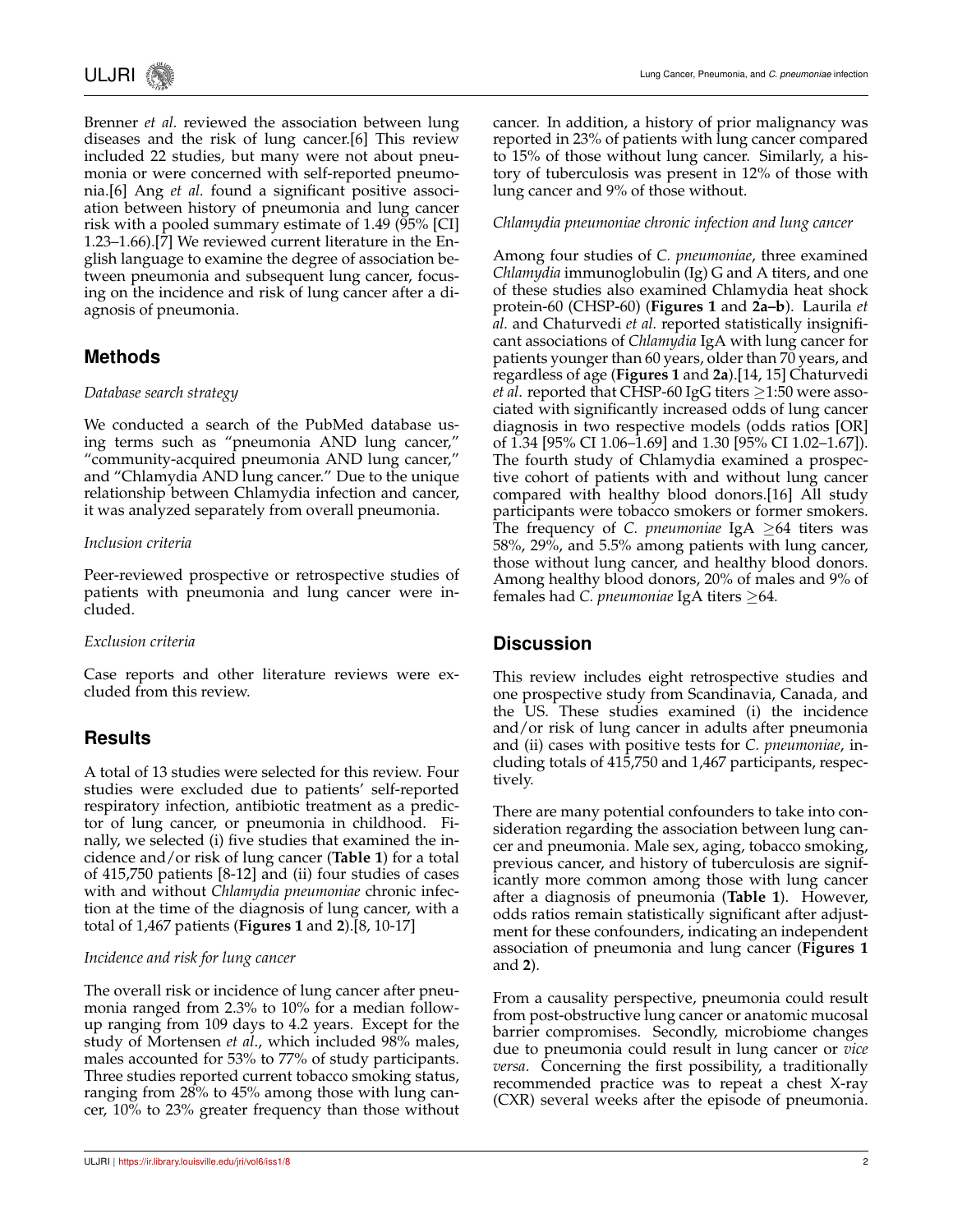Brenner *et al.* reviewed the association between lung diseases and the risk of lung cancer.[6] This review included 22 studies, but many were not about pneumonia or were concerned with self-reported pneumonia.[6] Ang *et al.* found a significant positive association between history of pneumonia and lung cancer risk with a pooled summary estimate of 1.49 (95% [CI] 1.23–1.66).[7] We reviewed current literature in the English language to examine the degree of association between pneumonia and subsequent lung cancer, focusing on the incidence and risk of lung cancer after a diagnosis of pneumonia.

## Methods

*Database search strategy*

We conducted a search of the PubMed database using terms such as "pneumonia AND lung cancer," "community-acquired pneumonia AND lung cancer," and "Chlamydia AND lung cancer." Due to the unique relationship between Chlamydia infection and cancer, it was analyzed separately from overall pneumonia.

*Inclusion criteria*

Peer-reviewed prospective or retrospective studies of patients with pneumonia and lung cancer were included.

*Exclusion criteria*

Case reports and other literature reviews were excluded from this review.

## Results

A total of 13 studies were selected for this review. Four studies were excluded due to patients' self-reported respiratory infection, antibiotic treatment as a predictor of lung cancer, or pneumonia in childhood. Finally, we selected (i) five studies that examined the incidence and/or risk of lung cancer (**Table 1**) for a total of 415,750 patients [8-12] and (ii) four studies of cases with and without *Chlamydia pneumoniae* chronic infection at the time of the diagnosis of lung cancer, with a total of 1,467 patients (**Figures 1** and **2**).[8, 10-17]

*Incidence and risk for lung cancer*

The overall risk or incidence of lung cancer after pneumonia ranged from 2.3% to 10% for a median follow-up ranging from 109 days to 4.2 years. Except for the study of Mortensen *et al*., which included 98% males, males accounted for 53% to 77% of study participants. Three studies reported current tobacco smoking status, ranging from 28% to 45% among those with lung cancer, 10% to 23% greater frequency than those without cancer. In addition, a history of prior malignancy was reported in 23% of patients with lung cancer compared to 15% of those without lung cancer. Similarly, a history of tuberculosis was present in 12% of those with lung cancer and 9% of those without.

*Chlamydia pneumoniae chronic infection and lung cancer*

Among four studies of *C. pneumoniae*, three examined *Chlamydia* immunoglobulin (Ig) G and A titers, and one of these studies also examined Chlamydia heat shock protein-60 (CHSP-60) (**Figures 1** and **2a–b**). Laurila *et al.* and Chaturvedi *et al.* reported statistically insignificant associations of *Chlamydia* IgA with lung cancer for patients younger than 60 years, older than 70 years, and regardless of age (**Figures 1** and **2a**).[14, 15] Chaturvedi *et al*. reported that CHSP-60 IgG titers ≥1:50 were associated with significantly increased odds of lung cancer diagnosis in two respective models (odds ratios [OR] of 1.34 [95% CI 1.06–1.69] and 1.30 [95% CI 1.02–1.67]). The fourth study of Chlamydia examined a prospective cohort of patients with and without lung cancer compared with healthy blood donors.[16] All study participants were tobacco smokers or former smokers. The frequency of *C. pneumoniae* IgA ≥64 titers was 58%, 29%, and 5.5% among patients with lung cancer, those without lung cancer, and healthy blood donors. Among healthy blood donors, 20% of males and 9% of females had *C. pneumoniae* IgA titers ≥64.

## Discussion

This review includes eight retrospective studies and one prospective study from Scandinavia, Canada, and the US. These studies examined (i) the incidence and/or risk of lung cancer in adults after pneumonia and (ii) cases with positive tests for *C. pneumoniae*, including totals of 415,750 and 1,467 participants, respectively.

There are many potential confounders to take into consideration regarding the association between lung cancer and pneumonia. Male sex, aging, tobacco smoking, previous cancer, and history of tuberculosis are significantly more common among those with lung cancer after a diagnosis of pneumonia (**Table 1**). However, odds ratios remain statistically significant after adjustment for these confounders, indicating an independent association of pneumonia and lung cancer (**Figures 1** and **2**).

From a causality perspective, pneumonia could result from post-obstructive lung cancer or anatomic mucosal barrier compromises. Secondly, microbiome changes due to pneumonia could result in lung cancer or *vice versa*. Concerning the first possibility, a traditionally recommended practice was to repeat a chest X-ray (CXR) several weeks after the episode of pneumonia.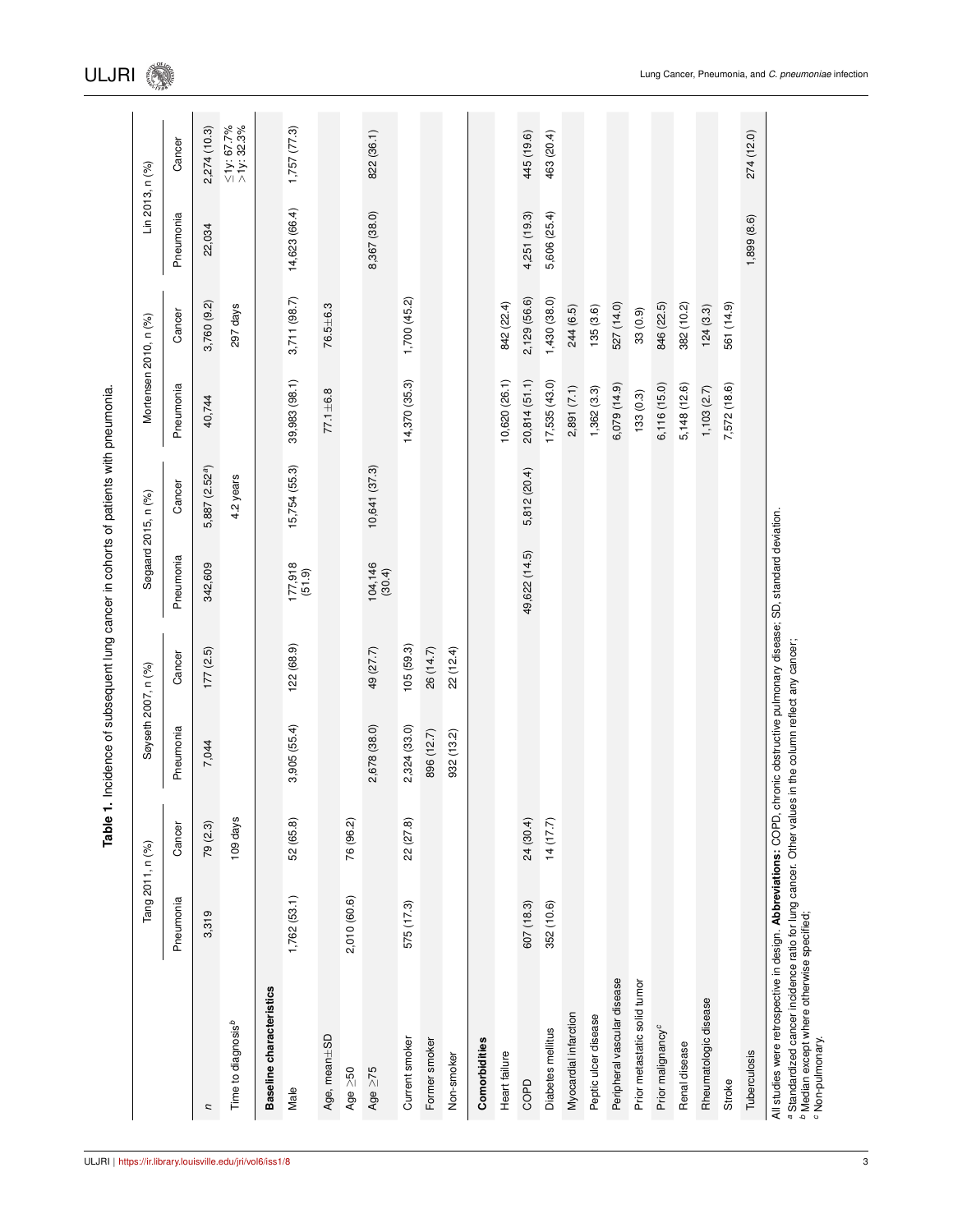**Table 1.** Incidence of subsequent lung cancer in cohorts of patients with pneumonia.

| | Tang 2011, n (%) | | Søyseth 2007, n (%) | | Søgaard 2015, n (%) | | Mortensen 2010, n (%) | | Lin 2013, n (%) | |
|---|---|---|---|---|---|---|---|---|---|---|
| | Pneumonia | Cancer | Pneumonia | Cancer | Pneumonia | Cancer | Pneumonia | Cancer | Pneumonia | Cancer |
| *n* | 3,319 | 79 (2.3) | 7,044 | 177 (2.5) | 342,609 | 5,887 (2.52[a]) | 40,744 | 3,760 (9.2) | 22,034 | 2,274 (10.3) |
| Time to diagnosis[b] | | 109 days | | | | 4.2 years | | 297 days | | ≤1y: 67.7% >1y: 32.3% |
| **Baseline characteristics** | | | | | | | | | | |
| Male | 1,762 (53.1) | 52 (65.8) | 3,905 (55.4) | 122 (68.9) | 177,918 (51.9) | 15,754 (55.3) | 39,983 (98.1) | 3,711 (98.7) | 14,623 (66.4) | 1,757 (77.3) |
| Age, mean±SD | | | | | | | 77.1±6.8 | 76.5±6.3 | | |
| Age ≥50 | 2,010 (60.6) | 76 (96.2) | | | | | | | | |
| Age ≥75 | | | 2,678 (38.0) | 49 (27.7) | 104,146 (30.4) | 10,641 (37.3) | | | 8,367 (38.0) | 822 (36.1) |
| Current smoker | 575 (17.3) | 22 (27.8) | 2,324 (33.0) | 105 (59.3) | | | 14,370 (35.3) | 1,700 (45.2) | | |
| Former smoker | | | 896 (12.7) | 26 (14.7) | | | | | | |
| Non-smoker | | | 932 (13.2) | 22 (12.4) | | | | | | |
| **Comorbidities** | | | | | | | | | | |
| Heart failure | | | | | | | 10,620 (26.1) | 842 (22.4) | | |
| COPD | 607 (18.3) | 24 (30.4) | | | 49,622 (14.5) | 5,812 (20.4) | 20,814 (51.1) | 2,129 (56.6) | 4,251 (19.3) | 445 (19.6) |
| Diabetes mellitus | 352 (10.6) | 14 (17.7) | | | | | 17,535 (43.0) | 1,430 (38.0) | 5,606 (25.4) | 463 (20.4) |
| Myocardial infarction | | | | | | | 2,891 (7.1) | 244 (6.5) | | |
| Peptic ulcer disease | | | | | | | 1,362 (3.3) | 135 (3.6) | | |
| Peripheral vascular disease | | | | | | | 6,079 (14.9) | 527 (14.0) | | |
| Prior metastatic solid tumor | | | | | | | 133 (0.3) | 33 (0.9) | | |
| Prior malignancy[c] | | | | | | | 6,116 (15.0) | 846 (22.5) | | |
| Renal disease | | | | | | | 5,148 (12.6) | 382 (10.2) | | |
| Rheumatologic disease | | | | | | | 1,103 (2.7) | 124 (3.3) | | |
| Stroke | | | | | | | 7,572 (18.6) | 561 (14.9) | | |
| Tuberculosis | | | | | | | | | 1,899 (8.6) | 274 (12.0) |

All studies were retrospective in design. **Abbreviations:** COPD, chronic obstructive pulmonary disease; SD, standard deviation.
[a] Standardized cancer incidence ratio for lung cancer. Other values in the column reflect any cancer;
[b] Median except where otherwise specified;
[c] Non-pulmonary.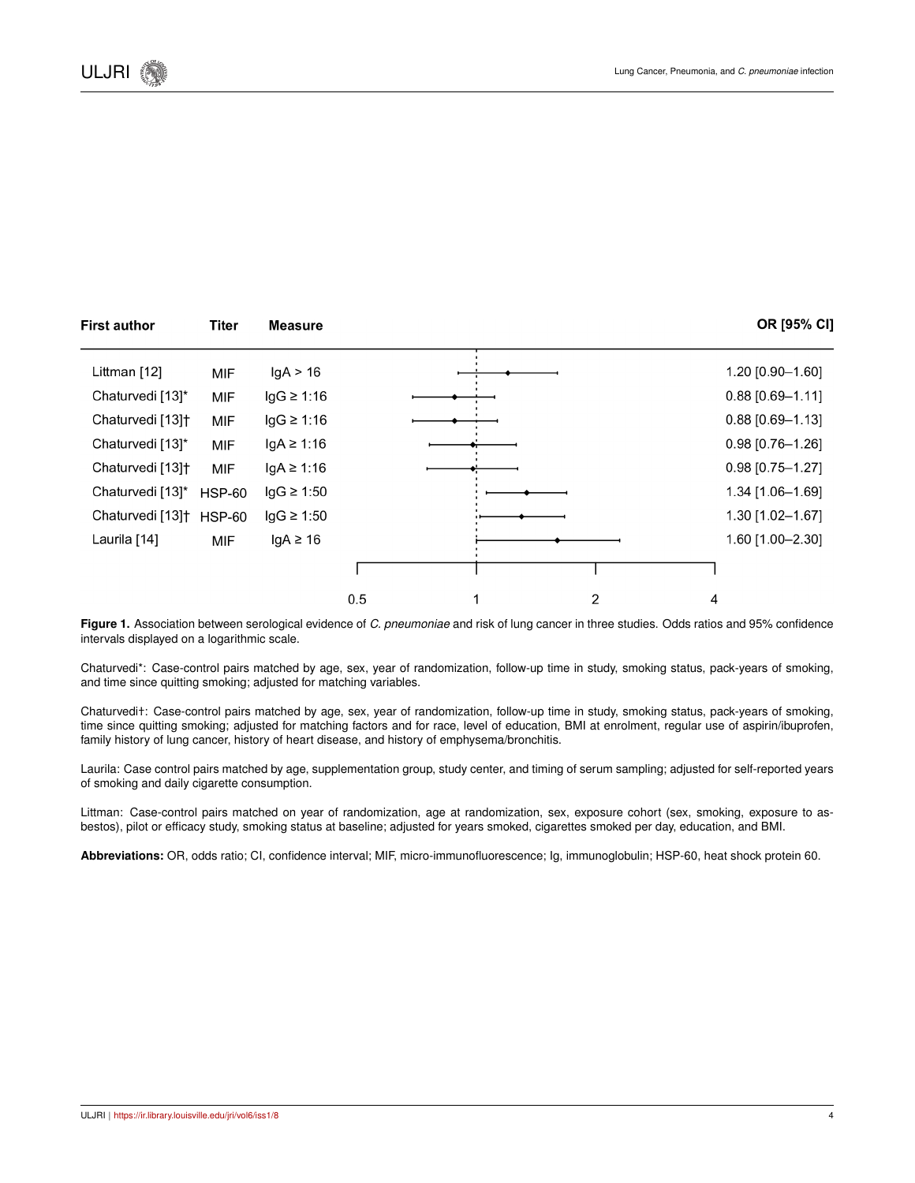| First author | Titer | Measure | OR [95% CI] |
|---|---|---|---|
| Littman [12] | MIF | IgA > 16 | 1.20 [0.90–1.60] |
| Chaturvedi [13]* | MIF | IgG ≥ 1:16 | 0.88 [0.69–1.11] |
| Chaturvedi [13]† | MIF | IgG ≥ 1:16 | 0.88 [0.69–1.13] |
| Chaturvedi [13]* | MIF | IgA ≥ 1:16 | 0.98 [0.76–1.26] |
| Chaturvedi [13]† | MIF | IgA ≥ 1:16 | 0.98 [0.75–1.27] |
| Chaturvedi [13]* | HSP-60 | IgG ≥ 1:50 | 1.34 [1.06–1.69] |
| Chaturvedi [13]† | HSP-60 | IgG ≥ 1:50 | 1.30 [1.02–1.67] |
| Laurila [14] | MIF | IgA ≥ 16 | 1.60 [1.00–2.30] |

**Figure 1.** Association between serological evidence of *C. pneumoniae* and risk of lung cancer in three studies. Odds ratios and 95% confidence intervals displayed on a logarithmic scale.

Chaturvedi*: Case-control pairs matched by age, sex, year of randomization, follow-up time in study, smoking status, pack-years of smoking, and time since quitting smoking; adjusted for matching variables.

Chaturvedi†: Case-control pairs matched by age, sex, year of randomization, follow-up time in study, smoking status, pack-years of smoking, time since quitting smoking; adjusted for matching factors and for race, level of education, BMI at enrolment, regular use of aspirin/ibuprofen, family history of lung cancer, history of heart disease, and history of emphysema/bronchitis.

Laurila: Case control pairs matched by age, supplementation group, study center, and timing of serum sampling; adjusted for self-reported years of smoking and daily cigarette consumption.

Littman: Case-control pairs matched on year of randomization, age at randomization, sex, exposure cohort (sex, smoking, exposure to asbestos), pilot or efficacy study, smoking status at baseline; adjusted for years smoked, cigarettes smoked per day, education, and BMI.

**Abbreviations:** OR, odds ratio; CI, confidence interval; MIF, micro-immunofluorescence; Ig, immunoglobulin; HSP-60, heat shock protein 60.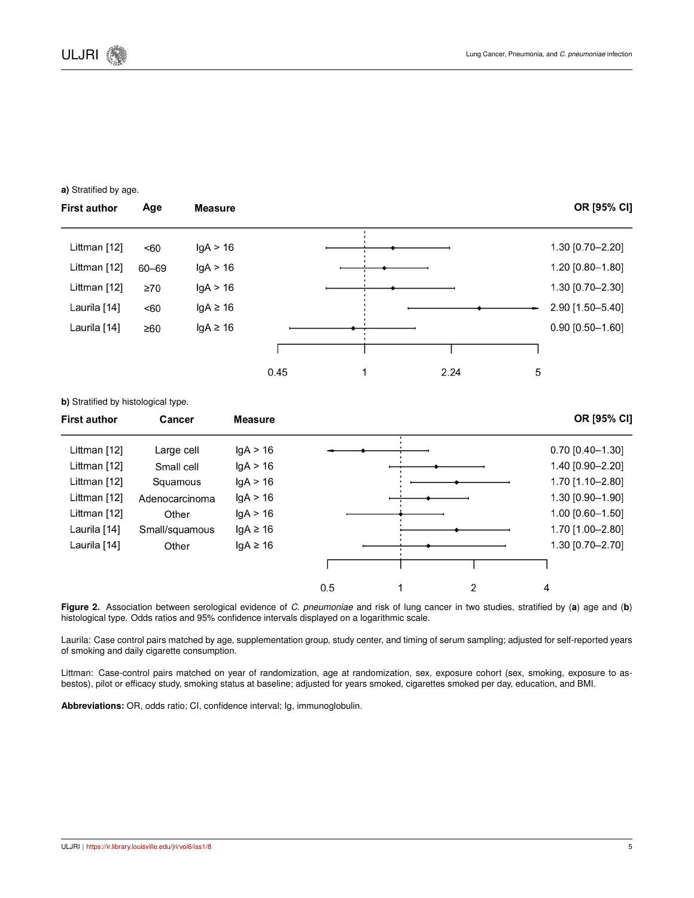**a)** Stratified by age.

| First author | Age | Measure | OR [95% CI] |
|---|---|---|---|
| Littman [12] | <60 | IgA > 16 | 1.30 [0.70–2.20] |
| Littman [12] | 60–69 | IgA > 16 | 1.20 [0.80–1.80] |
| Littman [12] | ≥70 | IgA > 16 | 1.30 [0.70–2.30] |
| Laurila [14] | <60 | IgA ≥ 16 | 2.90 [1.50–5.40] |
| Laurila [14] | ≥60 | IgA ≥ 16 | 0.90 [0.50–1.60] |

**b)** Stratified by histological type.

| First author | Cancer | Measure | OR [95% CI] |
|---|---|---|---|
| Littman [12] | Large cell | IgA > 16 | 0.70 [0.40–1.30] |
| Littman [12] | Small cell | IgA > 16 | 1.40 [0.90–2.20] |
| Littman [12] | Squamous | IgA > 16 | 1.70 [1.10–2.80] |
| Littman [12] | Adenocarcinoma | IgA > 16 | 1.30 [0.90–1.90] |
| Littman [12] | Other | IgA > 16 | 1.00 [0.60–1.50] |
| Laurila [14] | Small/squamous | IgA ≥ 16 | 1.70 [1.00–2.80] |
| Laurila [14] | Other | IgA ≥ 16 | 1.30 [0.70–2.70] |

**Figure 2.** Association between serological evidence of *C. pneumoniae* and risk of lung cancer in two studies, stratified by (**a**) age and (**b**) histological type. Odds ratios and 95% confidence intervals displayed on a logarithmic scale.

Laurila: Case control pairs matched by age, supplementation group, study center, and timing of serum sampling; adjusted for self-reported years of smoking and daily cigarette consumption.

Littman: Case-control pairs matched on year of randomization, age at randomization, sex, exposure cohort (sex, smoking, exposure to asbestos), pilot or efficacy study, smoking status at baseline; adjusted for years smoked, cigarettes smoked per day, education, and BMI.

**Abbreviations:** OR, odds ratio; CI, confidence interval; Ig, immunoglobulin.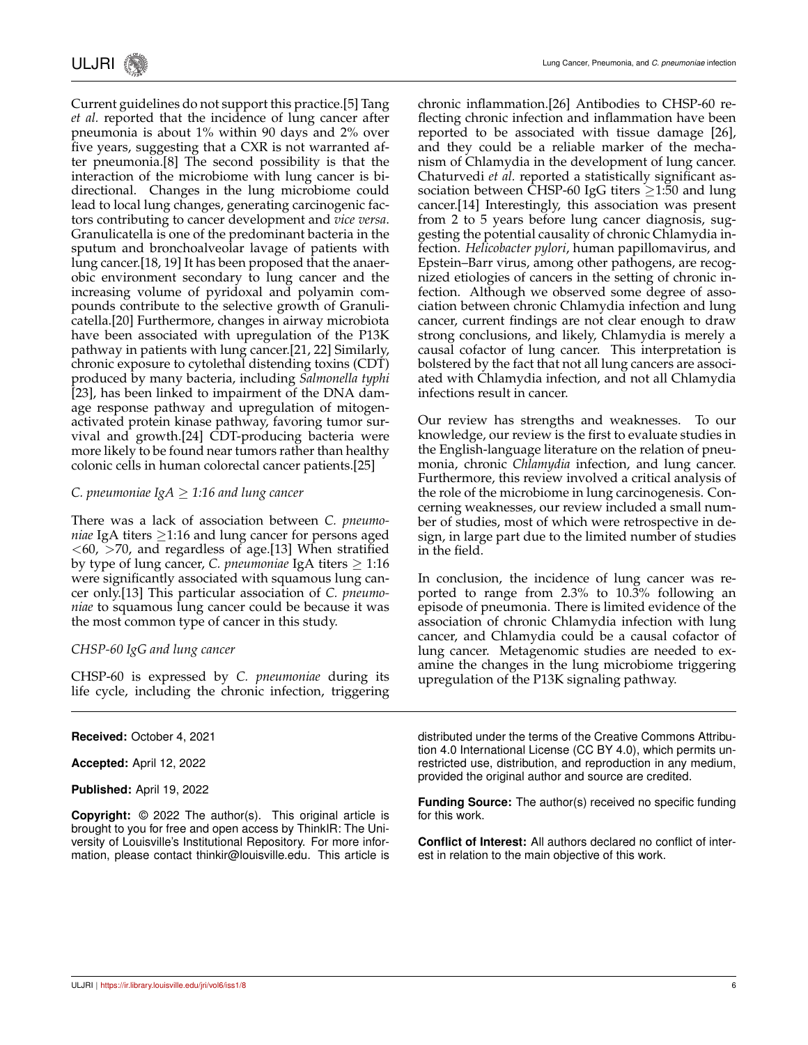Current guidelines do not support this practice.[5] Tang *et al*. reported that the incidence of lung cancer after pneumonia is about 1% within 90 days and 2% over five years, suggesting that a CXR is not warranted after pneumonia.[8] The second possibility is that the interaction of the microbiome with lung cancer is bidirectional. Changes in the lung microbiome could lead to local lung changes, generating carcinogenic factors contributing to cancer development and *vice versa*. Granulicatella is one of the predominant bacteria in the sputum and bronchoalveolar lavage of patients with lung cancer.[18, 19] It has been proposed that the anaerobic environment secondary to lung cancer and the increasing volume of pyridoxal and polyamin compounds contribute to the selective growth of Granulicatella.[20] Furthermore, changes in airway microbiota have been associated with upregulation of the P13K pathway in patients with lung cancer.[21, 22] Similarly, chronic exposure to cytolethal distending toxins (CDT) produced by many bacteria, including *Salmonella typhi* [23], has been linked to impairment of the DNA damage response pathway and upregulation of mitogen-activated protein kinase pathway, favoring tumor survival and growth.[24] CDT-producing bacteria were more likely to be found near tumors rather than healthy colonic cells in human colorectal cancer patients.[25]

*C. pneumoniae IgA $\geq$ 1:16 and lung cancer*

There was a lack of association between *C. pneumoniae* IgA titers $\geq$1:16 and lung cancer for persons aged $<$60, $>$70, and regardless of age.[13] When stratified by type of lung cancer, *C. pneumoniae* IgA titers $\geq$ 1:16 were significantly associated with squamous lung cancer only.[13] This particular association of *C. pneumoniae* to squamous lung cancer could be because it was the most common type of cancer in this study.

*CHSP-60 IgG and lung cancer*

CHSP-60 is expressed by *C. pneumoniae* during its life cycle, including the chronic infection, triggering chronic inflammation.[26] Antibodies to CHSP-60 reflecting chronic infection and inflammation have been reported to be associated with tissue damage [26], and they could be a reliable marker of the mechanism of Chlamydia in the development of lung cancer. Chaturvedi *et al*. reported a statistically significant association between CHSP-60 IgG titers $\geq$1:50 and lung cancer.[14] Interestingly, this association was present from 2 to 5 years before lung cancer diagnosis, suggesting the potential causality of chronic Chlamydia infection. *Helicobacter pylori*, human papillomavirus, and Epstein–Barr virus, among other pathogens, are recognized etiologies of cancers in the setting of chronic infection. Although we observed some degree of association between chronic Chlamydia infection and lung cancer, current findings are not clear enough to draw strong conclusions, and likely, Chlamydia is merely a causal cofactor of lung cancer. This interpretation is bolstered by the fact that not all lung cancers are associated with Chlamydia infection, and not all Chlamydia infections result in cancer.

Our review has strengths and weaknesses. To our knowledge, our review is the first to evaluate studies in the English-language literature on the relation of pneumonia, chronic *Chlamydia* infection, and lung cancer. Furthermore, this review involved a critical analysis of the role of the microbiome in lung carcinogenesis. Concerning weaknesses, our review included a small number of studies, most of which were retrospective in design, in large part due to the limited number of studies in the field.

In conclusion, the incidence of lung cancer was reported to range from 2.3% to 10.3% following an episode of pneumonia. There is limited evidence of the association of chronic Chlamydia infection with lung cancer, and Chlamydia could be a causal cofactor of lung cancer. Metagenomic studies are needed to examine the changes in the lung microbiome triggering upregulation of the P13K signaling pathway.

---

**Received:** October 4, 2021

**Accepted:** April 12, 2022

**Published:** April 19, 2022

**Copyright:** © 2022 The author(s). This original article is brought to you for free and open access by ThinkIR: The University of Louisville's Institutional Repository. For more information, please contact thinkir@louisville.edu. This article is distributed under the terms of the Creative Commons Attribution 4.0 International License (CC BY 4.0), which permits unrestricted use, distribution, and reproduction in any medium, provided the original author and source are credited.

**Funding Source:** The author(s) received no specific funding for this work.

**Conflict of Interest:** All authors declared no conflict of interest in relation to the main objective of this work.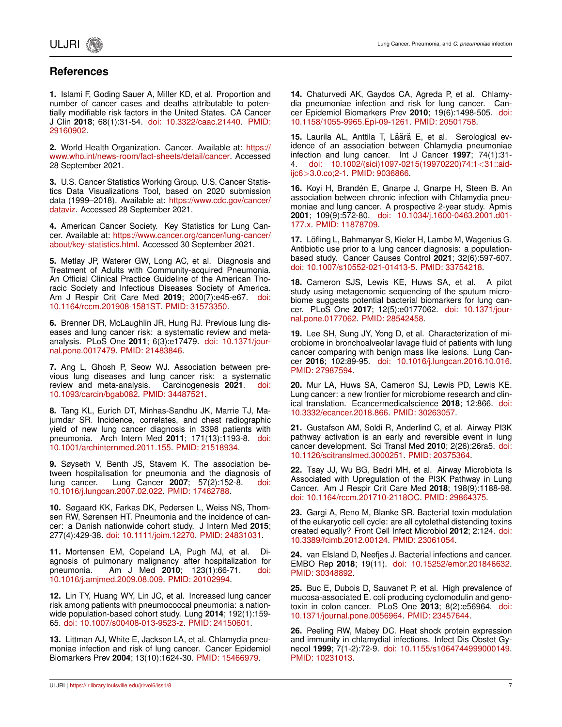## References

**1.** Islami F, Goding Sauer A, Miller KD, et al. Proportion and number of cancer cases and deaths attributable to potentially modifiable risk factors in the United States. CA Cancer J Clin **2018**; 68(1):31-54. doi: 10.3322/caac.21440. PMID: 29160902.

**2.** World Health Organization. Cancer. Available at: https://www.who.int/news-room/fact-sheets/detail/cancer. Accessed 28 September 2021.

**3.** U.S. Cancer Statistics Working Group. U.S. Cancer Statistics Data Visualizations Tool, based on 2020 submission data (1999–2018). Available at: https://www.cdc.gov/cancer/dataviz. Accessed 28 September 2021.

**4.** American Cancer Society. Key Statistics for Lung Cancer. Available at: https://www.cancer.org/cancer/lung-cancer/about/key-statistics.html. Accessed 30 September 2021.

**5.** Metlay JP, Waterer GW, Long AC, et al. Diagnosis and Treatment of Adults with Community-acquired Pneumonia. An Official Clinical Practice Guideline of the American Thoracic Society and Infectious Diseases Society of America. Am J Respir Crit Care Med **2019**; 200(7):e45-e67. doi: 10.1164/rccm.201908-1581ST. PMID: 31573350.

**6.** Brenner DR, McLaughlin JR, Hung RJ. Previous lung diseases and lung cancer risk: a systematic review and meta-analysis. PLoS One **2011**; 6(3):e17479. doi: 10.1371/journal.pone.0017479. PMID: 21483846.

**7.** Ang L, Ghosh P, Seow WJ. Association between previous lung diseases and lung cancer risk: a systematic review and meta-analysis. Carcinogenesis **2021**. doi: 10.1093/carcin/bgab082. PMID: 34487521.

**8.** Tang KL, Eurich DT, Minhas-Sandhu JK, Marrie TJ, Majumdar SR. Incidence, correlates, and chest radiographic yield of new lung cancer diagnosis in 3398 patients with pneumonia. Arch Intern Med **2011**; 171(13):1193-8. doi: 10.1001/archinternmed.2011.155. PMID: 21518934.

**9.** Søyseth V, Benth JS, Stavem K. The association between hospitalisation for pneumonia and the diagnosis of lung cancer. Lung Cancer **2007**; 57(2):152-8. doi: 10.1016/j.lungcan.2007.02.022. PMID: 17462788.

**10.** Søgaard KK, Farkas DK, Pedersen L, Weiss NS, Thomsen RW, Sørensen HT. Pneumonia and the incidence of cancer: a Danish nationwide cohort study. J Intern Med **2015**; 277(4):429-38. doi: 10.1111/joim.12270. PMID: 24831031.

**11.** Mortensen EM, Copeland LA, Pugh MJ, et al. Diagnosis of pulmonary malignancy after hospitalization for pneumonia. Am J Med **2010**; 123(1):66-71. doi: 10.1016/j.amjmed.2009.08.009. PMID: 20102994.

**12.** Lin TY, Huang WY, Lin JC, et al. Increased lung cancer risk among patients with pneumococcal pneumonia: a nationwide population-based cohort study. Lung **2014**; 192(1):159-65. doi: 10.1007/s00408-013-9523-z. PMID: 24150601.

**13.** Littman AJ, White E, Jackson LA, et al. Chlamydia pneumoniae infection and risk of lung cancer. Cancer Epidemiol Biomarkers Prev **2004**; 13(10):1624-30. PMID: 15466979.

**14.** Chaturvedi AK, Gaydos CA, Agreda P, et al. Chlamydia pneumoniae infection and risk for lung cancer. Cancer Epidemiol Biomarkers Prev **2010**; 19(6):1498-505. doi: 10.1158/1055-9965.Epi-09-1261. PMID: 20501758.

**15.** Laurila AL, Anttila T, Läärä E, et al. Serological evidence of an association between Chlamydia pneumoniae infection and lung cancer. Int J Cancer **1997**; 74(1):31-4. doi: 10.1002/(sici)1097-0215(19970220)74:1<31::aid-ijc6>3.0.co;2-1. PMID: 9036866.

**16.** Koyi H, Brandén E, Gnarpe J, Gnarpe H, Steen B. An association between chronic infection with Chlamydia pneumoniae and lung cancer. A prospective 2-year study. Apmis **2001**; 109(9):572-80. doi: 10.1034/j.1600-0463.2001.d01-177.x. PMID: 11878709.

**17.** Löfling L, Bahmanyar S, Kieler H, Lambe M, Wagenius G. Antibiotic use prior to a lung cancer diagnosis: a population-based study. Cancer Causes Control **2021**; 32(6):597-607. doi: 10.1007/s10552-021-01413-5. PMID: 33754218.

**18.** Cameron SJS, Lewis KE, Huws SA, et al. A pilot study using metagenomic sequencing of the sputum microbiome suggests potential bacterial biomarkers for lung cancer. PLoS One **2017**; 12(5):e0177062. doi: 10.1371/journal.pone.0177062. PMID: 28542458.

**19.** Lee SH, Sung JY, Yong D, et al. Characterization of microbiome in bronchoalveolar lavage fluid of patients with lung cancer comparing with benign mass like lesions. Lung Cancer **2016**; 102:89-95. doi: 10.1016/j.lungcan.2016.10.016. PMID: 27987594.

**20.** Mur LA, Huws SA, Cameron SJ, Lewis PD, Lewis KE. Lung cancer: a new frontier for microbiome research and clinical translation. Ecancermedicalscience **2018**; 12:866. doi: 10.3332/ecancer.2018.866. PMID: 30263057.

**21.** Gustafson AM, Soldi R, Anderlind C, et al. Airway PI3K pathway activation is an early and reversible event in lung cancer development. Sci Transl Med **2010**; 2(26):26ra5. doi: 10.1126/scitranslmed.3000251. PMID: 20375364.

**22.** Tsay JJ, Wu BG, Badri MH, et al. Airway Microbiota Is Associated with Upregulation of the PI3K Pathway in Lung Cancer. Am J Respir Crit Care Med **2018**; 198(9):1188-98. doi: 10.1164/rccm.201710-2118OC. PMID: 29864375.

**23.** Gargi A, Reno M, Blanke SR. Bacterial toxin modulation of the eukaryotic cell cycle: are all cytolethal distending toxins created equally? Front Cell Infect Microbiol **2012**; 2:124. doi: 10.3389/fcimb.2012.00124. PMID: 23061054.

**24.** van Elsland D, Neefjes J. Bacterial infections and cancer. EMBO Rep **2018**; 19(11). doi: 10.15252/embr.201846632. PMID: 30348892.

**25.** Buc E, Dubois D, Sauvanet P, et al. High prevalence of mucosa-associated E. coli producing cyclomodulin and genotoxin in colon cancer. PLoS One **2013**; 8(2):e56964. doi: 10.1371/journal.pone.0056964. PMID: 23457644.

**26.** Peeling RW, Mabey DC. Heat shock protein expression and immunity in chlamydial infections. Infect Dis Obstet Gynecol **1999**; 7(1-2):72-9. doi: 10.1155/s1064744999000149. PMID: 10231013.